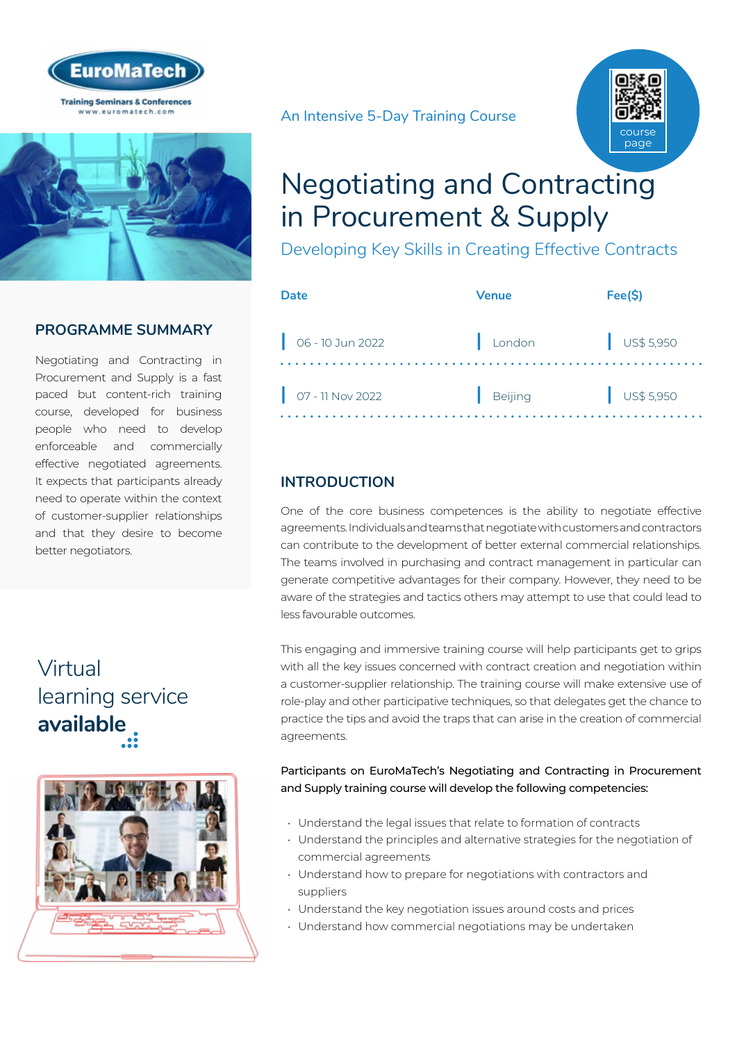An Intensive 5-Day Training Course

# Negotiating and Contracting in Procurement & Supply

## Developing Key Skills in Creating Effective Contracts

| Date | Venue | Fee($) |
|---|---|---|
| 06 - 10 Jun 2022 | London | US$ 5,950 |
| 07 - 11 Nov 2022 | Beijing | US$ 5,950 |

## PROGRAMME SUMMARY

Negotiating and Contracting in Procurement and Supply is a fast paced but content-rich training course, developed for business people who need to develop enforceable and commercially effective negotiated agreements. It expects that participants already need to operate within the context of customer-supplier relationships and that they desire to become better negotiators.

Virtual learning service **available**

## INTRODUCTION

One of the core business competences is the ability to negotiate effective agreements. Individuals and teams that negotiate with customers and contractors can contribute to the development of better external commercial relationships. The teams involved in purchasing and contract management in particular can generate competitive advantages for their company. However, they need to be aware of the strategies and tactics others may attempt to use that could lead to less favourable outcomes.

This engaging and immersive training course will help participants get to grips with all the key issues concerned with contract creation and negotiation within a customer-supplier relationship. The training course will make extensive use of role-play and other participative techniques, so that delegates get the chance to practice the tips and avoid the traps that can arise in the creation of commercial agreements.

Participants on EuroMaTech's Negotiating and Contracting in Procurement and Supply training course will develop the following competencies:

- Understand the legal issues that relate to formation of contracts
- Understand the principles and alternative strategies for the negotiation of commercial agreements
- Understand how to prepare for negotiations with contractors and suppliers
- Understand the key negotiation issues around costs and prices
- Understand how commercial negotiations may be undertaken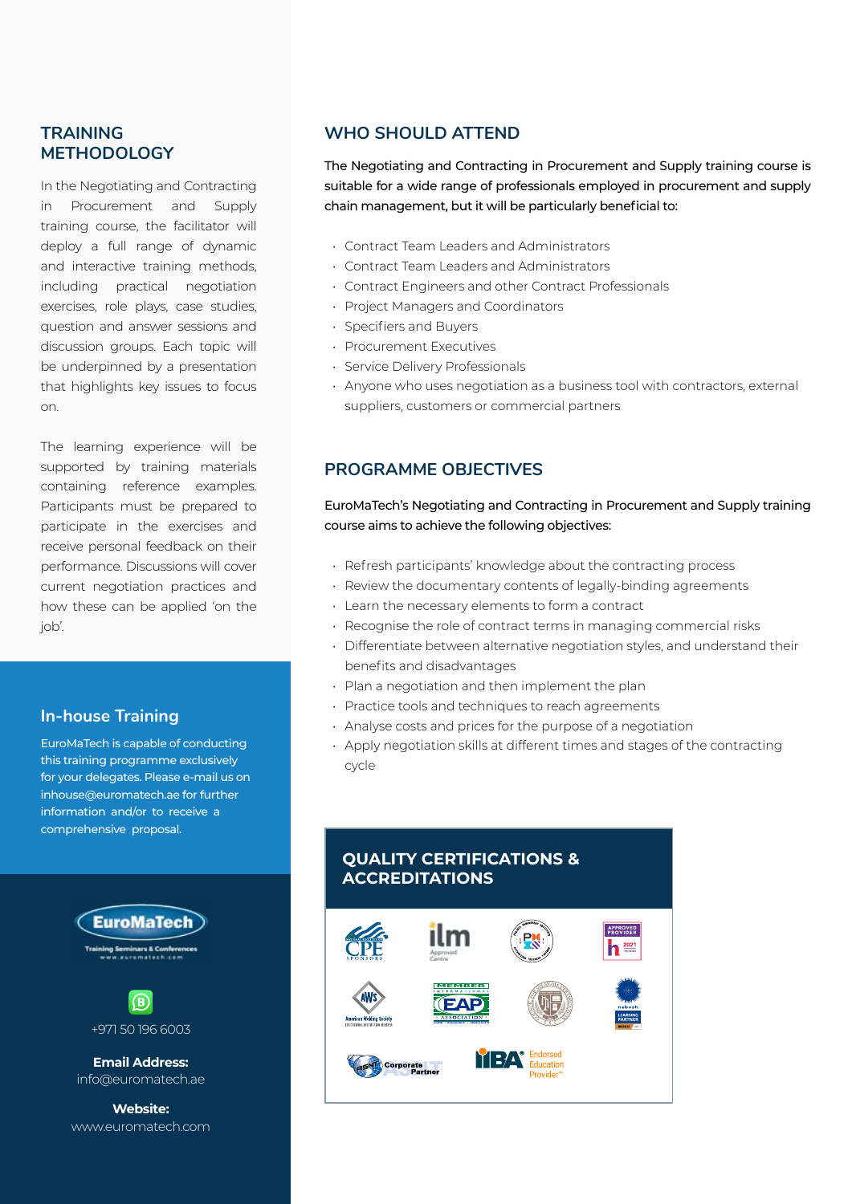## TRAINING METHODOLOGY

In the Negotiating and Contracting in Procurement and Supply training course, the facilitator will deploy a full range of dynamic and interactive training methods, including practical negotiation exercises, role plays, case studies, question and answer sessions and discussion groups. Each topic will be underpinned by a presentation that highlights key issues to focus on.

The learning experience will be supported by training materials containing reference examples. Participants must be prepared to participate in the exercises and receive personal feedback on their performance. Discussions will cover current negotiation practices and how these can be applied 'on the job'.

## In-house Training

EuroMaTech is capable of conducting this training programme exclusively for your delegates. Please e-mail us on inhouse@euromatech.ae for further information and/or to receive a comprehensive proposal.

EuroMaTech
Training Seminars & Conferences
www.euromatech.com

+971 50 196 6003

**Email Address:**
info@euromatech.ae

**Website:**
www.euromatech.com

## WHO SHOULD ATTEND

The Negotiating and Contracting in Procurement and Supply training course is suitable for a wide range of professionals employed in procurement and supply chain management, but it will be particularly beneficial to:

- Contract Team Leaders and Administrators
- Contract Team Leaders and Administrators
- Contract Engineers and other Contract Professionals
- Project Managers and Coordinators
- Specifiers and Buyers
- Procurement Executives
- Service Delivery Professionals
- Anyone who uses negotiation as a business tool with contractors, external suppliers, customers or commercial partners

## PROGRAMME OBJECTIVES

EuroMaTech's Negotiating and Contracting in Procurement and Supply training course aims to achieve the following objectives:

- Refresh participants' knowledge about the contracting process
- Review the documentary contents of legally-binding agreements
- Learn the necessary elements to form a contract
- Recognise the role of contract terms in managing commercial risks
- Differentiate between alternative negotiation styles, and understand their benefits and disadvantages
- Plan a negotiation and then implement the plan
- Practice tools and techniques to reach agreements
- Analyse costs and prices for the purpose of a negotiation
- Apply negotiation skills at different times and stages of the contracting cycle

## QUALITY CERTIFICATIONS & ACCREDITATIONS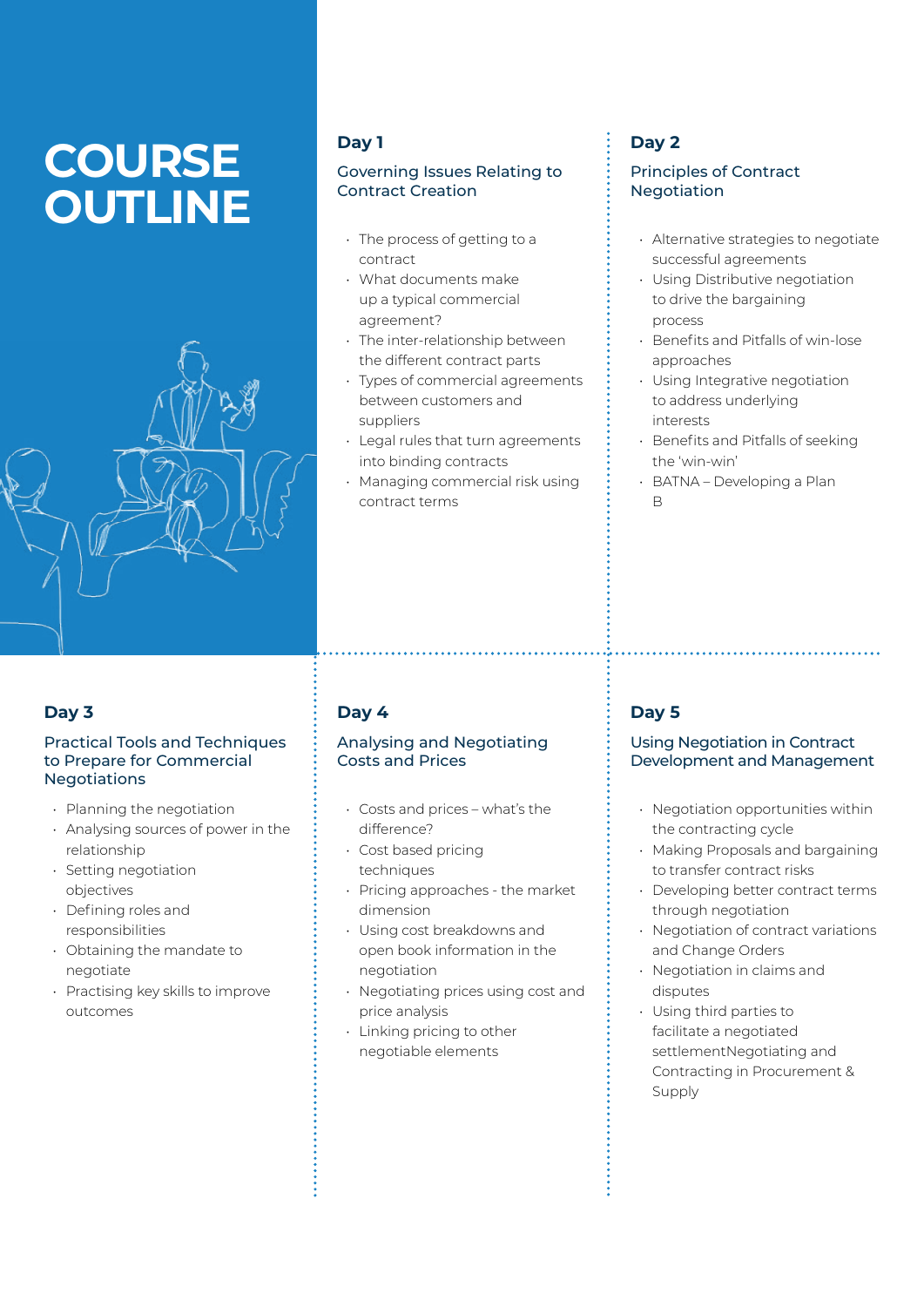# COURSE OUTLINE

## Day 1

### Governing Issues Relating to Contract Creation

- The process of getting to a contract
- What documents make up a typical commercial agreement?
- The inter-relationship between the different contract parts
- Types of commercial agreements between customers and suppliers
- Legal rules that turn agreements into binding contracts
- Managing commercial risk using contract terms

## Day 2

### Principles of Contract Negotiation

- Alternative strategies to negotiate successful agreements
- Using Distributive negotiation to drive the bargaining process
- Benefits and Pitfalls of win-lose approaches
- Using Integrative negotiation to address underlying interests
- Benefits and Pitfalls of seeking the 'win-win'
- BATNA – Developing a Plan B

## Day 3

### Practical Tools and Techniques to Prepare for Commercial Negotiations

- Planning the negotiation
- Analysing sources of power in the relationship
- Setting negotiation objectives
- Defining roles and responsibilities
- Obtaining the mandate to negotiate
- Practising key skills to improve outcomes

## Day 4

### Analysing and Negotiating Costs and Prices

- Costs and prices – what's the difference?
- Cost based pricing techniques
- Pricing approaches - the market dimension
- Using cost breakdowns and open book information in the negotiation
- Negotiating prices using cost and price analysis
- Linking pricing to other negotiable elements

## Day 5

### Using Negotiation in Contract Development and Management

- Negotiation opportunities within the contracting cycle
- Making Proposals and bargaining to transfer contract risks
- Developing better contract terms through negotiation
- Negotiation of contract variations and Change Orders
- Negotiation in claims and disputes
- Using third parties to facilitate a negotiated settlementNegotiating and Contracting in Procurement & Supply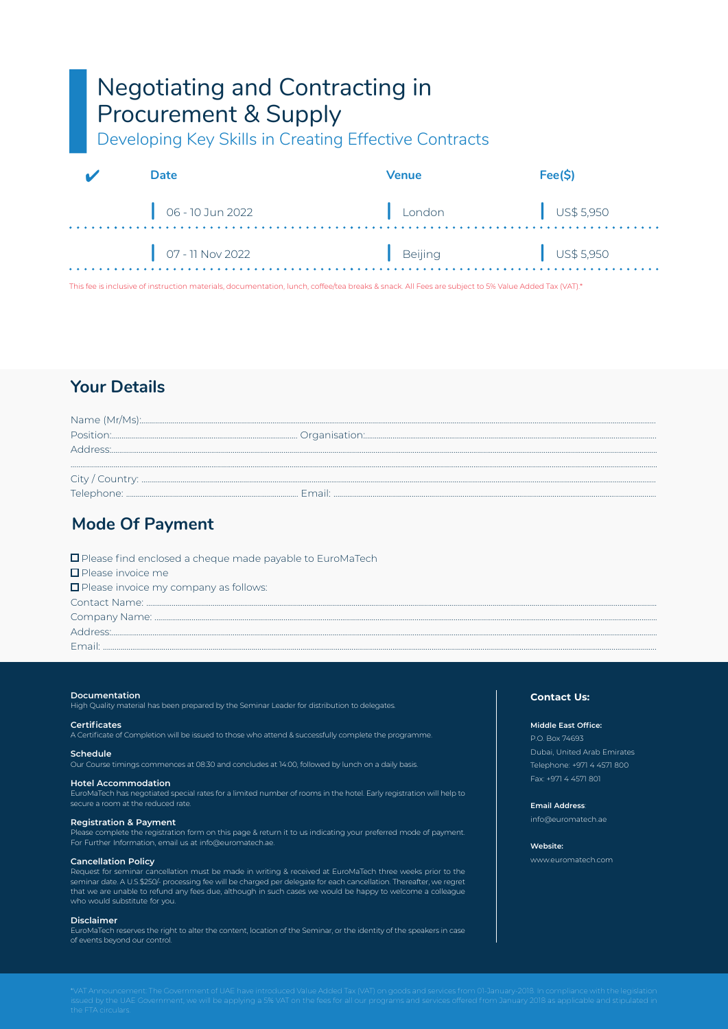# Negotiating and Contracting in Procurement & Supply

## Developing Key Skills in Creating Effective Contracts

| ✔ | Date | Venue | Fee($) |
|---|---|---|---|
| | 06 - 10 Jun 2022 | London | US$ 5,950 |
| | 07 - 11 Nov 2022 | Beijing | US$ 5,950 |

This fee is inclusive of instruction materials, documentation, lunch, coffee/tea breaks & snack. All Fees are subject to 5% Value Added Tax (VAT).*

## Your Details

Name (Mr/Ms):......................................................

Position:...................................... Organisation:......................................

Address:......................................................

......................................................

City / Country: ......................................................

Telephone: ...................................... Email: ......................................

## Mode Of Payment

- ☐ Please find enclosed a cheque made payable to EuroMaTech
- ☐ Please invoice me
- ☐ Please invoice my company as follows:

Contact Name: ......................................................

Company Name: ......................................................

Address:......................................................

Email: ......................................................

**Documentation**
High Quality material has been prepared by the Seminar Leader for distribution to delegates.

**Certificates**
A Certificate of Completion will be issued to those who attend & successfully complete the programme.

**Schedule**
Our Course timings commences at 08:30 and concludes at 14:00, followed by lunch on a daily basis.

**Hotel Accommodation**
EuroMaTech has negotiated special rates for a limited number of rooms in the hotel. Early registration will help to secure a room at the reduced rate.

**Registration & Payment**
Please complete the registration form on this page & return it to us indicating your preferred mode of payment. For Further Information, email us at info@euromatech.ae.

**Cancellation Policy**
Request for seminar cancellation must be made in writing & received at EuroMaTech three weeks prior to the seminar date. A U.S $250/- processing fee will be charged per delegate for each cancellation. Thereafter, we regret that we are unable to refund any fees due, although in such cases we would be happy to welcome a colleague who would substitute for you.

**Disclaimer**
EuroMaTech reserves the right to alter the content, location of the Seminar, or the identity of the speakers in case of events beyond our control.

### Contact Us:

**Middle East Office:**
P.O. Box 74693
Dubai, United Arab Emirates
Telephone: +971 4 4571 800
Fax: +971 4 4571 801

**Email Address**
info@euromatech.ae

**Website:**
www.euromatech.com

*VAT Announcement: The Government of UAE have introduced Value Added Tax (VAT) on goods and services from 01-January-2018. In compliance with the legislation issued by the UAE Government, we will be applying a 5% VAT on the fees for all our programs and services offered from January 2018 as applicable and stipulated in the FTA circulars.